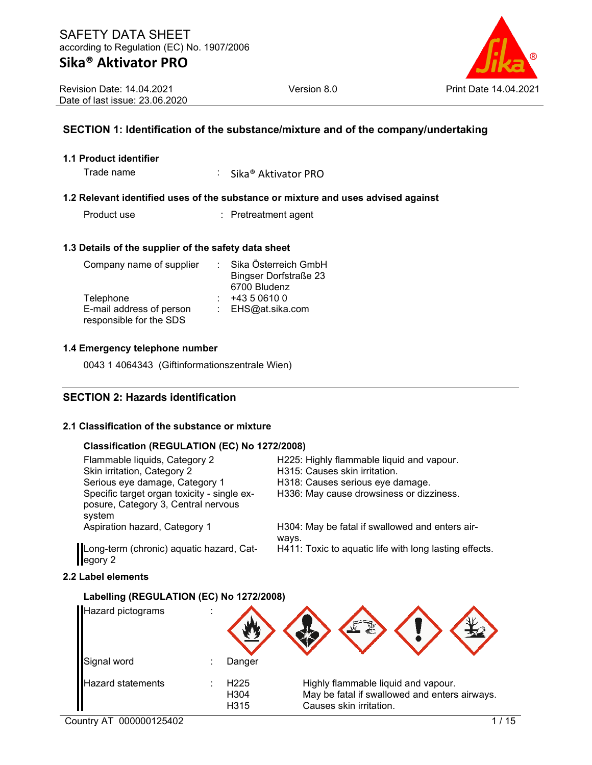# SAFETY DATA SHEET
according to Regulation (EC) No. 1907/2006

# Sika® Aktivator PRO

Revision Date: 14.04.2021
Date of last issue: 23.06.2020

Version 8.0

Print Date 14.04.2021

## SECTION 1: Identification of the substance/mixture and of the company/undertaking

### 1.1 Product identifier

Trade name : Sika® Aktivator PRO

### 1.2 Relevant identified uses of the substance or mixture and uses advised against

Product use : Pretreatment agent

### 1.3 Details of the supplier of the safety data sheet

Company name of supplier : Sika Österreich GmbH
Bingser Dorfstraße 23
6700 Bludenz

Telephone : +43 5 0610 0

E-mail address of person responsible for the SDS : EHS@at.sika.com

### 1.4 Emergency telephone number

0043 1 4064343 (Giftinformationszentrale Wien)

## SECTION 2: Hazards identification

### 2.1 Classification of the substance or mixture

**Classification (REGULATION (EC) No 1272/2008)**

| | |
|---|---|
| Flammable liquids, Category 2 | H225: Highly flammable liquid and vapour. |
| Skin irritation, Category 2 | H315: Causes skin irritation. |
| Serious eye damage, Category 1 | H318: Causes serious eye damage. |
| Specific target organ toxicity - single exposure, Category 3, Central nervous system | H336: May cause drowsiness or dizziness. |
| Aspiration hazard, Category 1 | H304: May be fatal if swallowed and enters airways. |
| Long-term (chronic) aquatic hazard, Category 2 | H411: Toxic to aquatic life with long lasting effects. |

### 2.2 Label elements

**Labelling (REGULATION (EC) No 1272/2008)**

Hazard pictograms :

Signal word : Danger

Hazard statements :

| | |
|---|---|
| H225 | Highly flammable liquid and vapour. |
| H304 | May be fatal if swallowed and enters airways. |
| H315 | Causes skin irritation. |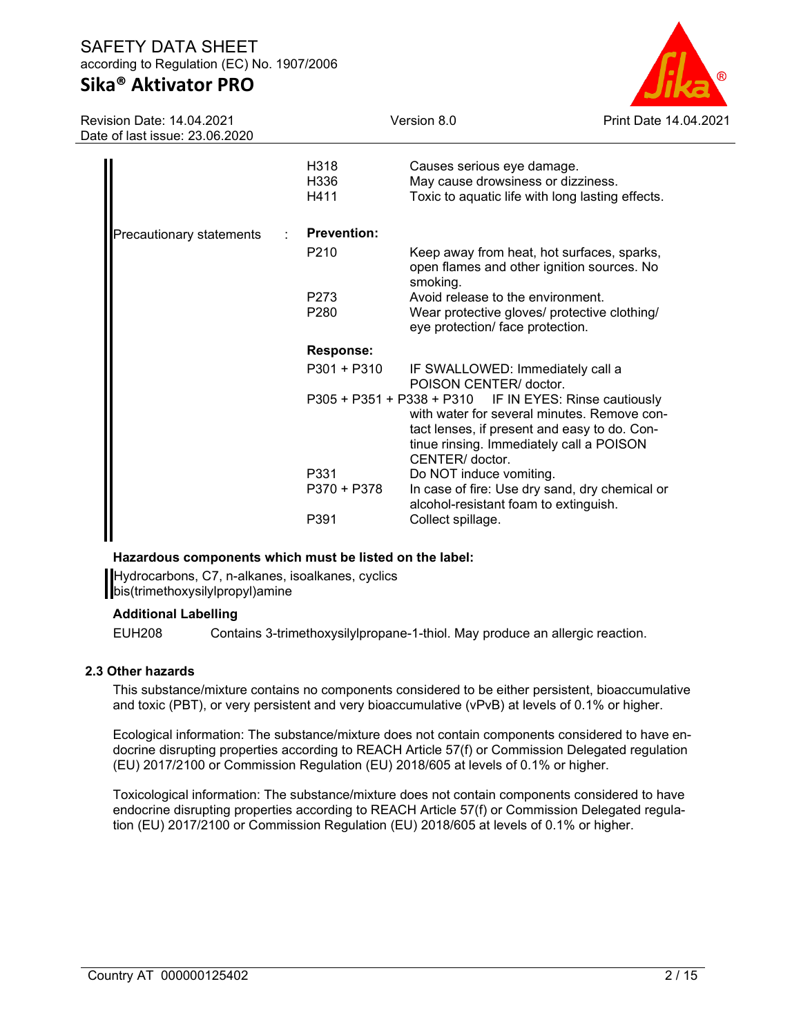| | | |
|---|---|---|
| | H318 | Causes serious eye damage. |
| | H336 | May cause drowsiness or dizziness. |
| | H411 | Toxic to aquatic life with long lasting effects. |
| Precautionary statements : | **Prevention:** | |
| | P210 | Keep away from heat, hot surfaces, sparks, open flames and other ignition sources. No smoking. |
| | P273 | Avoid release to the environment. |
| | P280 | Wear protective gloves/ protective clothing/ eye protection/ face protection. |
| | **Response:** | |
| | P301 + P310 | IF SWALLOWED: Immediately call a POISON CENTER/ doctor. |
| | P305 + P351 + P338 + P310 | IF IN EYES: Rinse cautiously with water for several minutes. Remove contact lenses, if present and easy to do. Continue rinsing. Immediately call a POISON CENTER/ doctor. |
| | P331 | Do NOT induce vomiting. |
| | P370 + P378 | In case of fire: Use dry sand, dry chemical or alcohol-resistant foam to extinguish. |
| | P391 | Collect spillage. |

**Hazardous components which must be listed on the label:**

Hydrocarbons, C7, n-alkanes, isoalkanes, cyclics
bis(trimethoxysilylpropyl)amine

**Additional Labelling**

EUH208 Contains 3-trimethoxysilylpropane-1-thiol. May produce an allergic reaction.

### 2.3 Other hazards

This substance/mixture contains no components considered to be either persistent, bioaccumulative and toxic (PBT), or very persistent and very bioaccumulative (vPvB) at levels of 0.1% or higher.

Ecological information: The substance/mixture does not contain components considered to have endocrine disrupting properties according to REACH Article 57(f) or Commission Delegated regulation (EU) 2017/2100 or Commission Regulation (EU) 2018/605 at levels of 0.1% or higher.

Toxicological information: The substance/mixture does not contain components considered to have endocrine disrupting properties according to REACH Article 57(f) or Commission Delegated regulation (EU) 2017/2100 or Commission Regulation (EU) 2018/605 at levels of 0.1% or higher.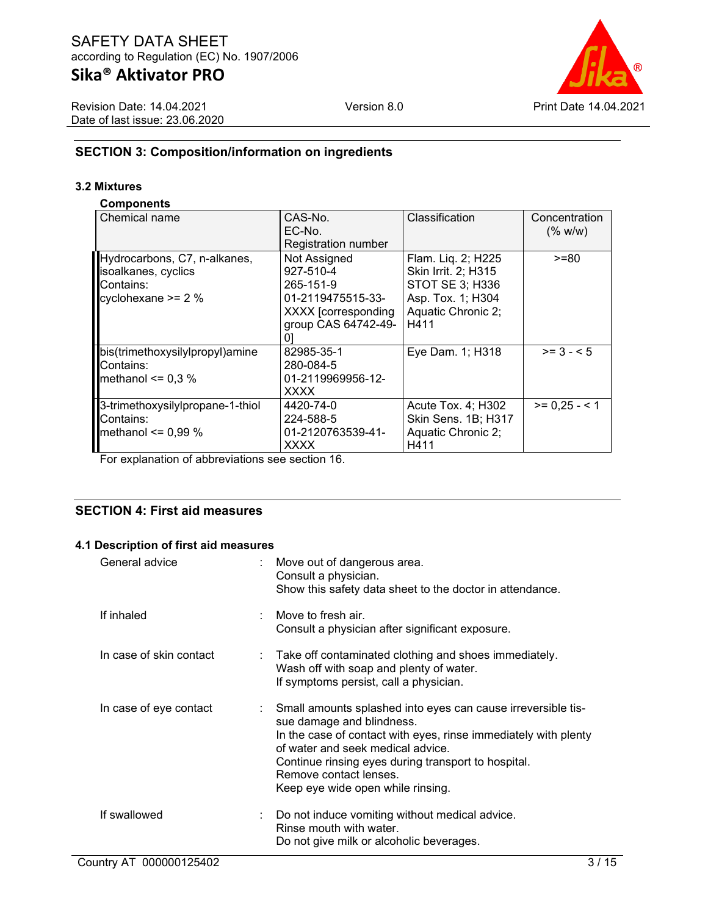## SECTION 3: Composition/information on ingredients

### 3.2 Mixtures

**Components**

| Chemical name | CAS-No.<br>EC-No.<br>Registration number | Classification | Concentration (% w/w) |
|---|---|---|---|
| Hydrocarbons, C7, n-alkanes, isoalkanes, cyclics<br>Contains:<br>cyclohexane >= 2 % | Not Assigned<br>927-510-4<br>265-151-9<br>01-2119475515-33-XXXX [corresponding group CAS 64742-49-0] | Flam. Liq. 2; H225<br>Skin Irrit. 2; H315<br>STOT SE 3; H336<br>Asp. Tox. 1; H304<br>Aquatic Chronic 2; H411 | >=80 |
| bis(trimethoxysilylpropyl)amine<br>Contains:<br>methanol <= 0,3 % | 82985-35-1<br>280-084-5<br>01-2119969956-12-XXXX | Eye Dam. 1; H318 | >= 3 - < 5 |
| 3-trimethoxysilylpropane-1-thiol<br>Contains:<br>methanol <= 0,99 % | 4420-74-0<br>224-588-5<br>01-2120763539-41-XXXX | Acute Tox. 4; H302<br>Skin Sens. 1B; H317<br>Aquatic Chronic 2; H411 | >= 0,25 - < 1 |

For explanation of abbreviations see section 16.

## SECTION 4: First aid measures

### 4.1 Description of first aid measures

General advice : Move out of dangerous area.
Consult a physician.
Show this safety data sheet to the doctor in attendance.

If inhaled : Move to fresh air.
Consult a physician after significant exposure.

In case of skin contact : Take off contaminated clothing and shoes immediately.
Wash off with soap and plenty of water.
If symptoms persist, call a physician.

In case of eye contact : Small amounts splashed into eyes can cause irreversible tissue damage and blindness.
In the case of contact with eyes, rinse immediately with plenty of water and seek medical advice.
Continue rinsing eyes during transport to hospital.
Remove contact lenses.
Keep eye wide open while rinsing.

If swallowed : Do not induce vomiting without medical advice.
Rinse mouth with water.
Do not give milk or alcoholic beverages.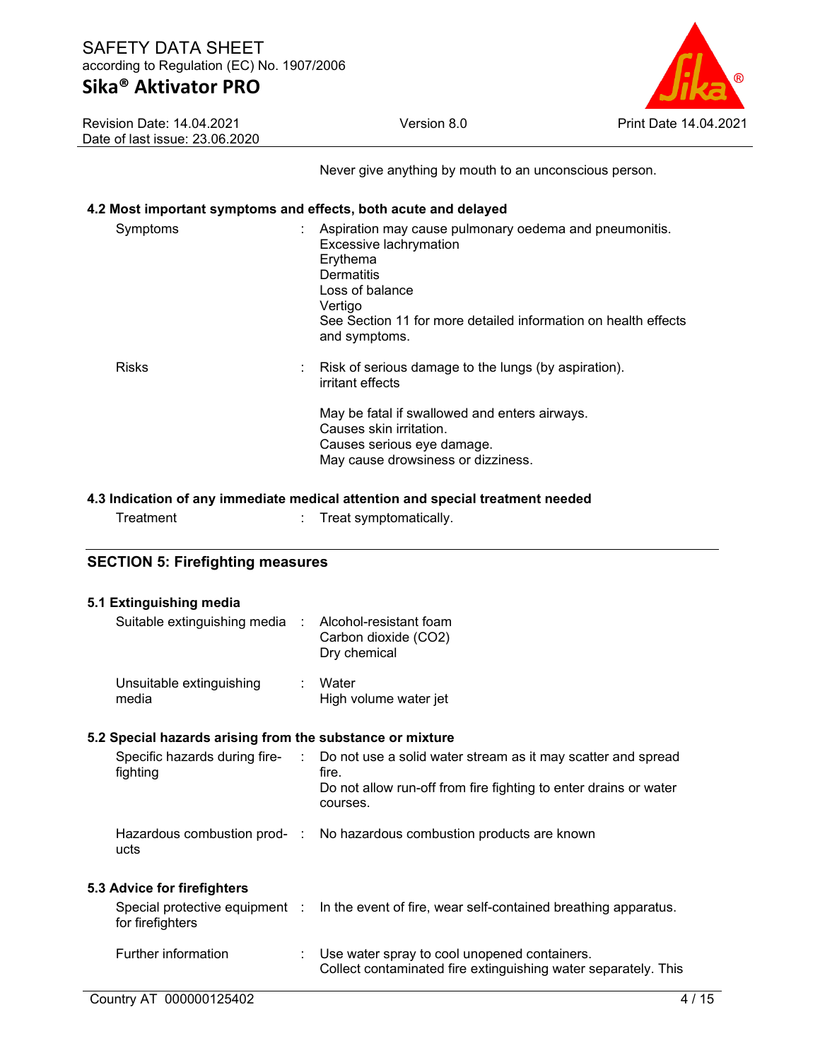Never give anything by mouth to an unconscious person.

### 4.2 Most important symptoms and effects, both acute and delayed

| | | |
|---|---|---|
| Symptoms | : | Aspiration may cause pulmonary oedema and pneumonitis.<br>Excessive lachrymation<br>Erythema<br>Dermatitis<br>Loss of balance<br>Vertigo<br>See Section 11 for more detailed information on health effects and symptoms. |
| Risks | : | Risk of serious damage to the lungs (by aspiration).<br>irritant effects<br><br>May be fatal if swallowed and enters airways.<br>Causes skin irritation.<br>Causes serious eye damage.<br>May cause drowsiness or dizziness. |

### 4.3 Indication of any immediate medical attention and special treatment needed

| | | |
|---|---|---|
| Treatment | : | Treat symptomatically. |

## SECTION 5: Firefighting measures

### 5.1 Extinguishing media

| | | |
|---|---|---|
| Suitable extinguishing media | : | Alcohol-resistant foam<br>Carbon dioxide ($CO_2$)<br>Dry chemical |
| Unsuitable extinguishing media | : | Water<br>High volume water jet |

### 5.2 Special hazards arising from the substance or mixture

| | | |
|---|---|---|
| Specific hazards during fire-fighting | : | Do not use a solid water stream as it may scatter and spread fire.<br>Do not allow run-off from fire fighting to enter drains or water courses. |
| Hazardous combustion products | : | No hazardous combustion products are known |

### 5.3 Advice for firefighters

| | | |
|---|---|---|
| Special protective equipment for firefighters | : | In the event of fire, wear self-contained breathing apparatus. |
| Further information | : | Use water spray to cool unopened containers.<br>Collect contaminated fire extinguishing water separately. This |

Country AT 000000125402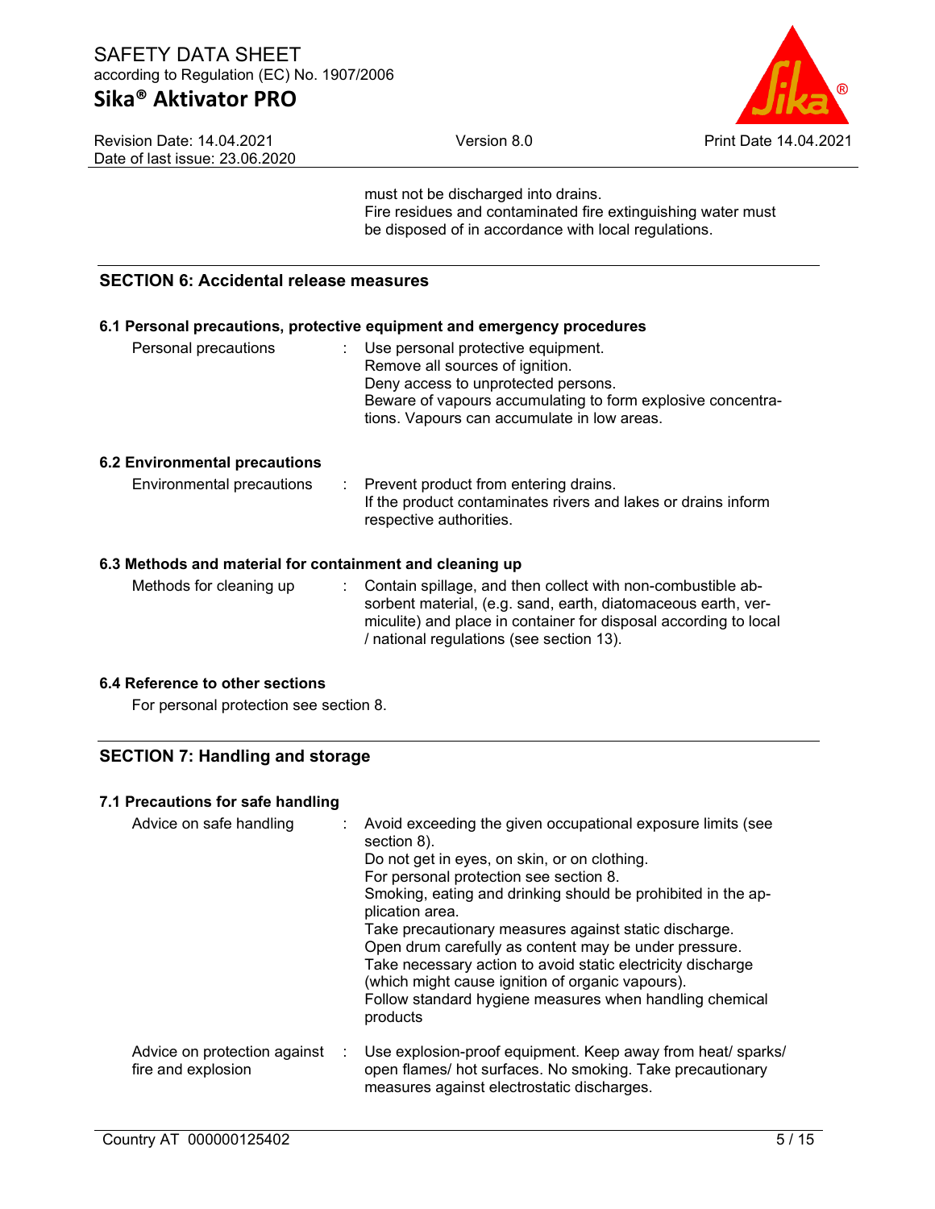must not be discharged into drains.
Fire residues and contaminated fire extinguishing water must be disposed of in accordance with local regulations.

## SECTION 6: Accidental release measures

### 6.1 Personal precautions, protective equipment and emergency procedures

| | | |
|---|---|---|
| Personal precautions | : | Use personal protective equipment.<br>Remove all sources of ignition.<br>Deny access to unprotected persons.<br>Beware of vapours accumulating to form explosive concentrations. Vapours can accumulate in low areas. |

### 6.2 Environmental precautions

| | | |
|---|---|---|
| Environmental precautions | : | Prevent product from entering drains.<br>If the product contaminates rivers and lakes or drains inform respective authorities. |

### 6.3 Methods and material for containment and cleaning up

| | | |
|---|---|---|
| Methods for cleaning up | : | Contain spillage, and then collect with non-combustible absorbent material, (e.g. sand, earth, diatomaceous earth, vermiculite) and place in container for disposal according to local / national regulations (see section 13). |

### 6.4 Reference to other sections

For personal protection see section 8.

## SECTION 7: Handling and storage

### 7.1 Precautions for safe handling

| | | |
|---|---|---|
| Advice on safe handling | : | Avoid exceeding the given occupational exposure limits (see section 8).<br>Do not get in eyes, on skin, or on clothing.<br>For personal protection see section 8.<br>Smoking, eating and drinking should be prohibited in the application area.<br>Take precautionary measures against static discharge.<br>Open drum carefully as content may be under pressure.<br>Take necessary action to avoid static electricity discharge (which might cause ignition of organic vapours).<br>Follow standard hygiene measures when handling chemical products |
| Advice on protection against fire and explosion | : | Use explosion-proof equipment. Keep away from heat/ sparks/ open flames/ hot surfaces. No smoking. Take precautionary measures against electrostatic discharges. |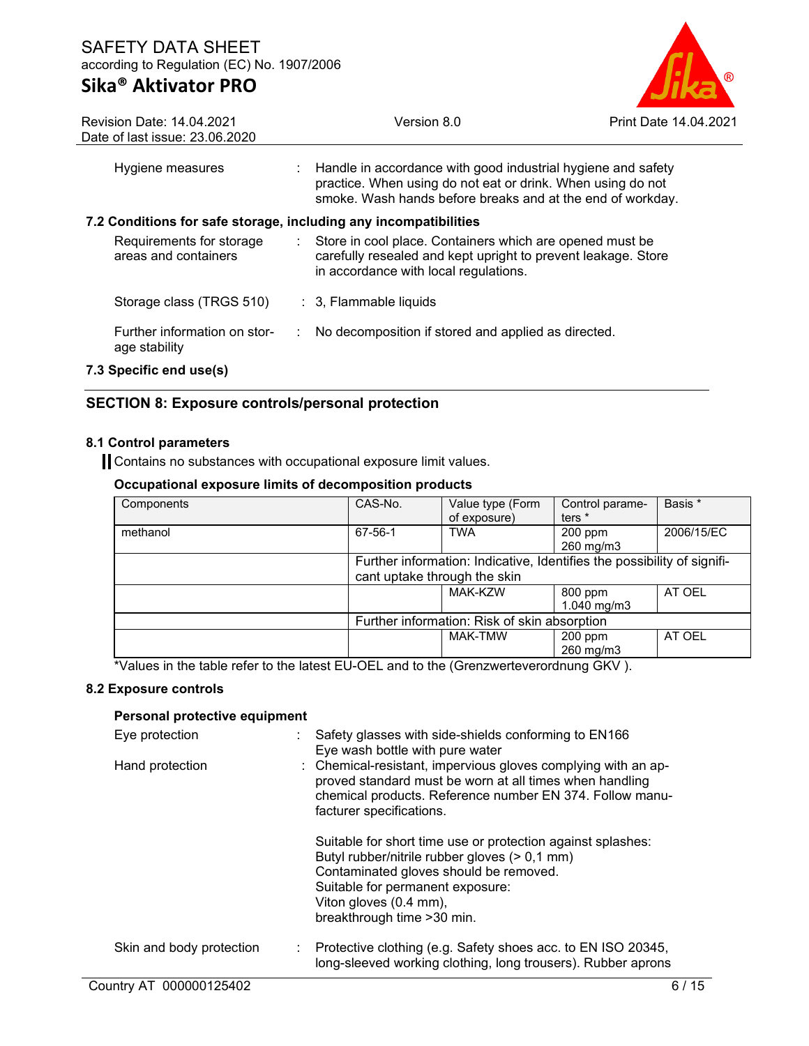Hygiene measures : Handle in accordance with good industrial hygiene and safety practice. When using do not eat or drink. When using do not smoke. Wash hands before breaks and at the end of workday.

**7.2 Conditions for safe storage, including any incompatibilities**

Requirements for storage areas and containers : Store in cool place. Containers which are opened must be carefully resealed and kept upright to prevent leakage. Store in accordance with local regulations.

Storage class (TRGS 510) : 3, Flammable liquids

Further information on storage stability : No decomposition if stored and applied as directed.

**7.3 Specific end use(s)**

## SECTION 8: Exposure controls/personal protection

**8.1 Control parameters**

Contains no substances with occupational exposure limit values.

**Occupational exposure limits of decomposition products**

| Components | CAS-No. | Value type (Form of exposure) | Control parameters * | Basis * |
|---|---|---|---|---|
| methanol | 67-56-1 | TWA | 200 ppm 260 mg/m3 | 2006/15/EC |
| | Further information: Indicative, Identifies the possibility of significant uptake through the skin | | | |
| | | MAK-KZW | 800 ppm 1.040 mg/m3 | AT OEL |
| | Further information: Risk of skin absorption | | | |
| | | MAK-TMW | 200 ppm 260 mg/m3 | AT OEL |

*Values in the table refer to the latest EU-OEL and to the (Grenzwerteverordnung GKV ).

**8.2 Exposure controls**

**Personal protective equipment**

Eye protection : Safety glasses with side-shields conforming to EN166
Eye wash bottle with pure water

Hand protection : Chemical-resistant, impervious gloves complying with an approved standard must be worn at all times when handling chemical products. Reference number EN 374. Follow manufacturer specifications.

Suitable for short time use or protection against splashes:
Butyl rubber/nitrile rubber gloves (> 0,1 mm)
Contaminated gloves should be removed.
Suitable for permanent exposure:
Viton gloves (0.4 mm),
breakthrough time >30 min.

Skin and body protection : Protective clothing (e.g. Safety shoes acc. to EN ISO 20345, long-sleeved working clothing, long trousers). Rubber aprons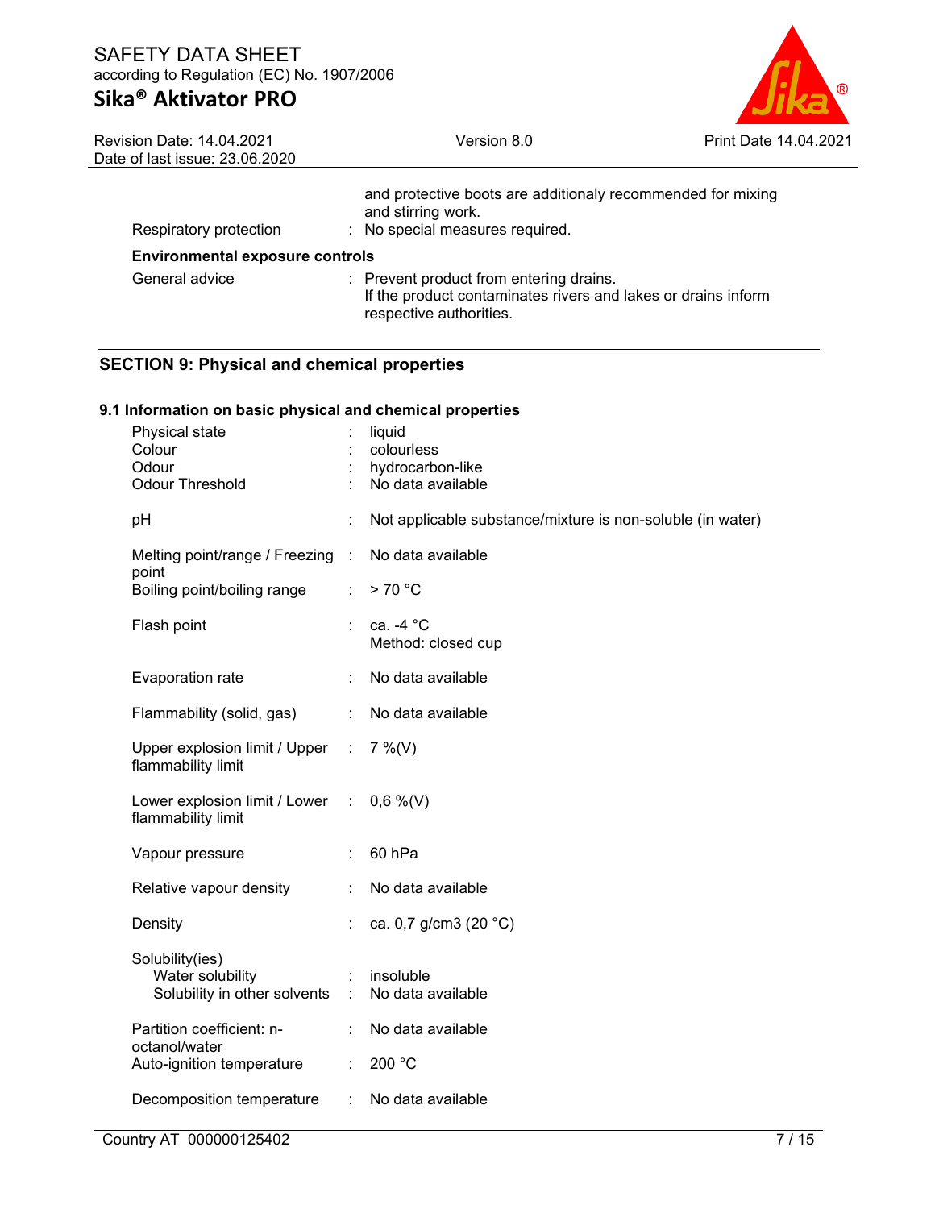| | |
|---|---|
| | and protective boots are additionaly recommended for mixing and stirring work. |
| Respiratory protection | : No special measures required. |

**Environmental exposure controls**

| | |
|---|---|
| General advice | : Prevent product from entering drains. If the product contaminates rivers and lakes or drains inform respective authorities. |

## SECTION 9: Physical and chemical properties

### 9.1 Information on basic physical and chemical properties

| | | |
|---|---|---|
| Physical state | : | liquid |
| Colour | : | colourless |
| Odour | : | hydrocarbon-like |
| Odour Threshold | : | No data available |
| pH | : | Not applicable substance/mixture is non-soluble (in water) |
| Melting point/range / Freezing point | : | No data available |
| Boiling point/boiling range | : | > 70 °C |
| Flash point | : | ca. -4 °C<br>Method: closed cup |
| Evaporation rate | : | No data available |
| Flammability (solid, gas) | : | No data available |
| Upper explosion limit / Upper flammability limit | : | 7 %(V) |
| Lower explosion limit / Lower flammability limit | : | 0,6 %(V) |
| Vapour pressure | : | 60 hPa |
| Relative vapour density | : | No data available |
| Density | : | ca. 0,7 g/cm3 (20 °C) |
| Solubility(ies) | | |
| Water solubility | : | insoluble |
| Solubility in other solvents | : | No data available |
| Partition coefficient: n-octanol/water | : | No data available |
| Auto-ignition temperature | : | 200 °C |
| Decomposition temperature | : | No data available |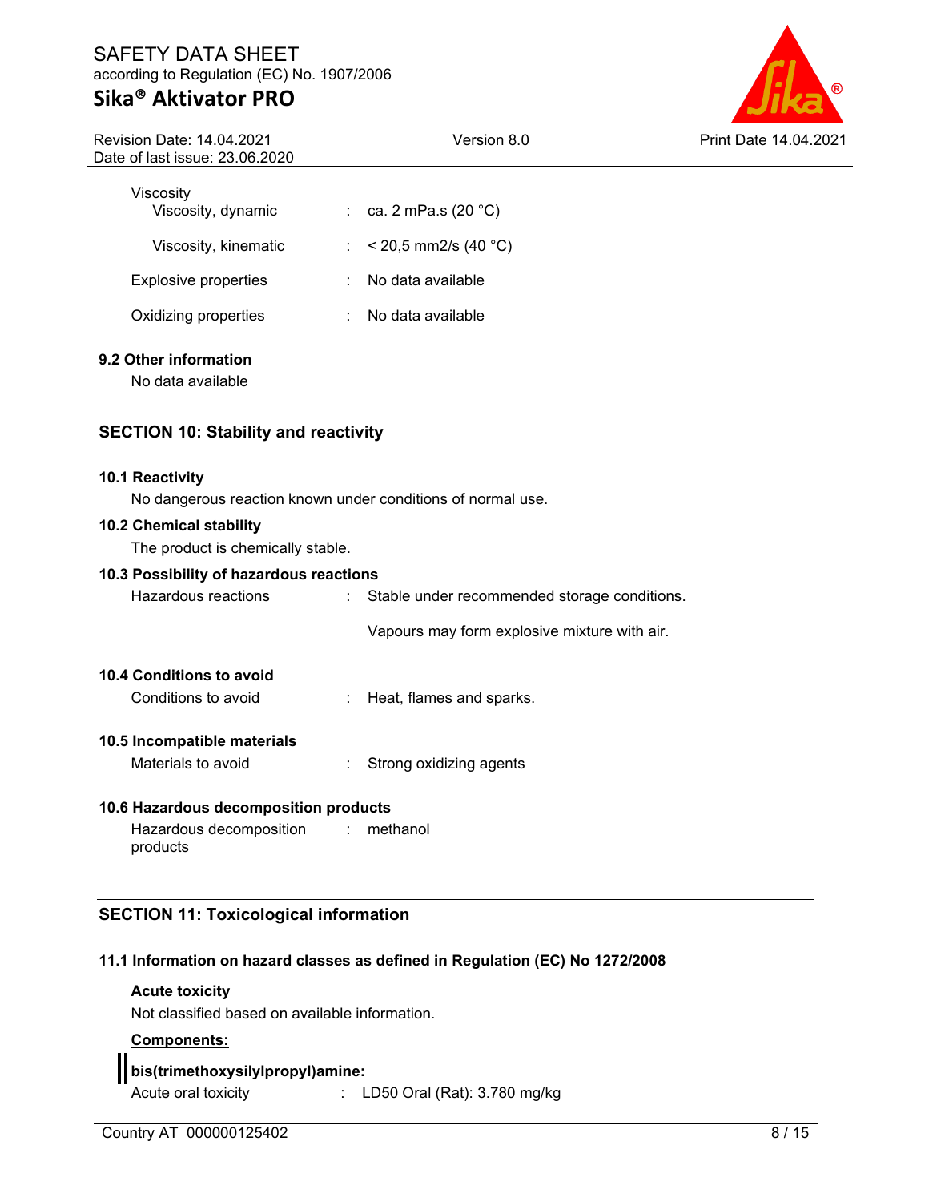| | | |
|---|---|---|
| Viscosity | | |
| Viscosity, dynamic | : | ca. 2 mPa.s (20 °C) |
| Viscosity, kinematic | : | < 20,5 mm2/s (40 °C) |
| Explosive properties | : | No data available |
| Oxidizing properties | : | No data available |

### 9.2 Other information

No data available

## SECTION 10: Stability and reactivity

### 10.1 Reactivity

No dangerous reaction known under conditions of normal use.

### 10.2 Chemical stability

The product is chemically stable.

### 10.3 Possibility of hazardous reactions

Hazardous reactions : Stable under recommended storage conditions.

Vapours may form explosive mixture with air.

### 10.4 Conditions to avoid

Conditions to avoid : Heat, flames and sparks.

### 10.5 Incompatible materials

Materials to avoid : Strong oxidizing agents

### 10.6 Hazardous decomposition products

Hazardous decomposition products : methanol

## SECTION 11: Toxicological information

### 11.1 Information on hazard classes as defined in Regulation (EC) No 1272/2008

**Acute toxicity**

Not classified based on available information.

**Components:**

**bis(trimethoxysilylpropyl)amine:**

Acute oral toxicity : LD50 Oral (Rat): 3.780 mg/kg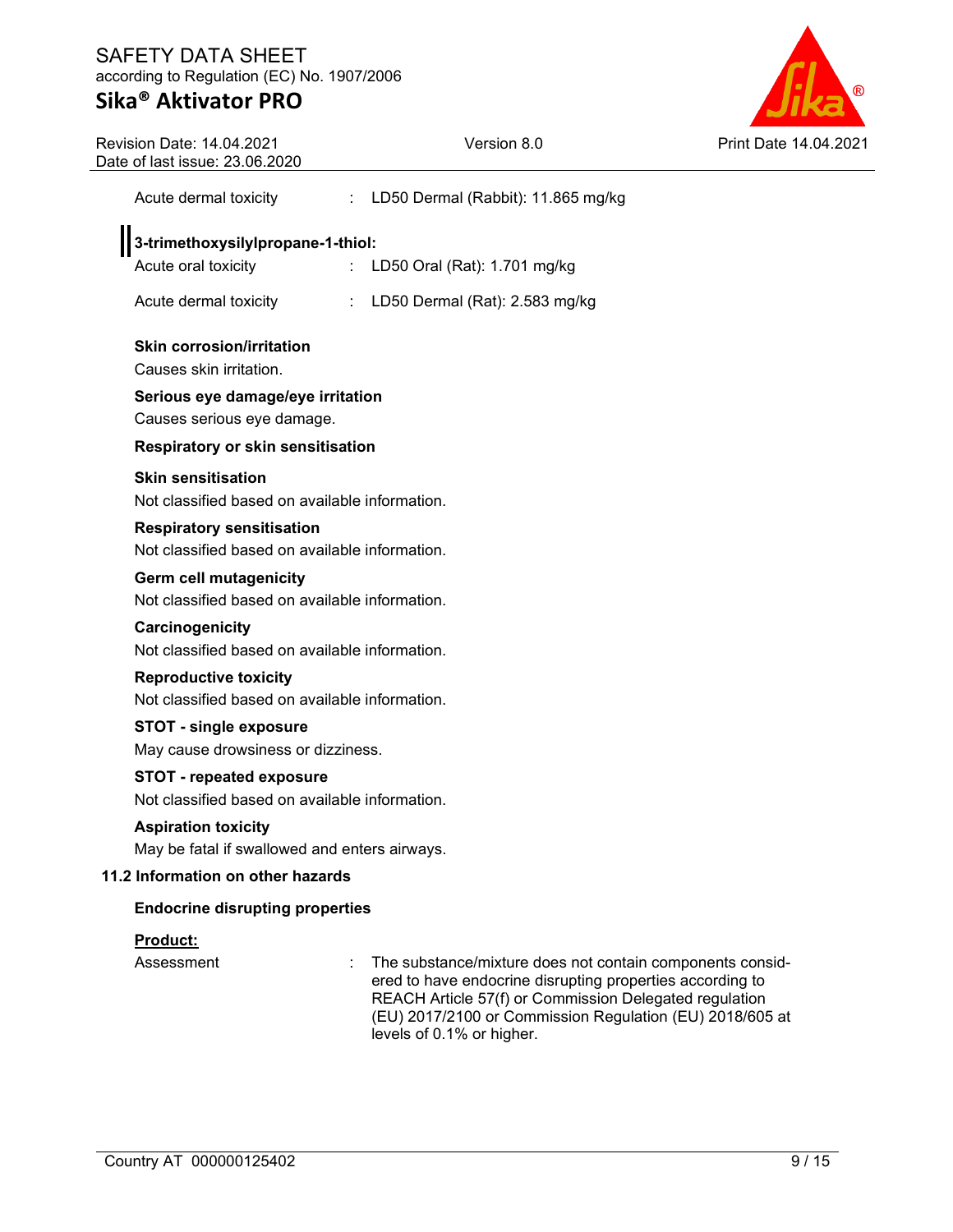| | | |
|---|---|---|
| Acute dermal toxicity | : | LD50 Dermal (Rabbit): 11.865 mg/kg |

**3-trimethoxysilylpropane-1-thiol:**

| | | |
|---|---|---|
| Acute oral toxicity | : | LD50 Oral (Rat): 1.701 mg/kg |
| Acute dermal toxicity | : | LD50 Dermal (Rat): 2.583 mg/kg |

**Skin corrosion/irritation**

Causes skin irritation.

**Serious eye damage/eye irritation**

Causes serious eye damage.

**Respiratory or skin sensitisation**

**Skin sensitisation**

Not classified based on available information.

**Respiratory sensitisation**

Not classified based on available information.

**Germ cell mutagenicity**

Not classified based on available information.

**Carcinogenicity**

Not classified based on available information.

**Reproductive toxicity**

Not classified based on available information.

**STOT - single exposure**

May cause drowsiness or dizziness.

**STOT - repeated exposure**

Not classified based on available information.

**Aspiration toxicity**

May be fatal if swallowed and enters airways.

### 11.2 Information on other hazards

**Endocrine disrupting properties**

**Product:**

| | | |
|---|---|---|
| Assessment | : | The substance/mixture does not contain components considered to have endocrine disrupting properties according to REACH Article 57(f) or Commission Delegated regulation (EU) 2017/2100 or Commission Regulation (EU) 2018/605 at levels of 0.1% or higher. |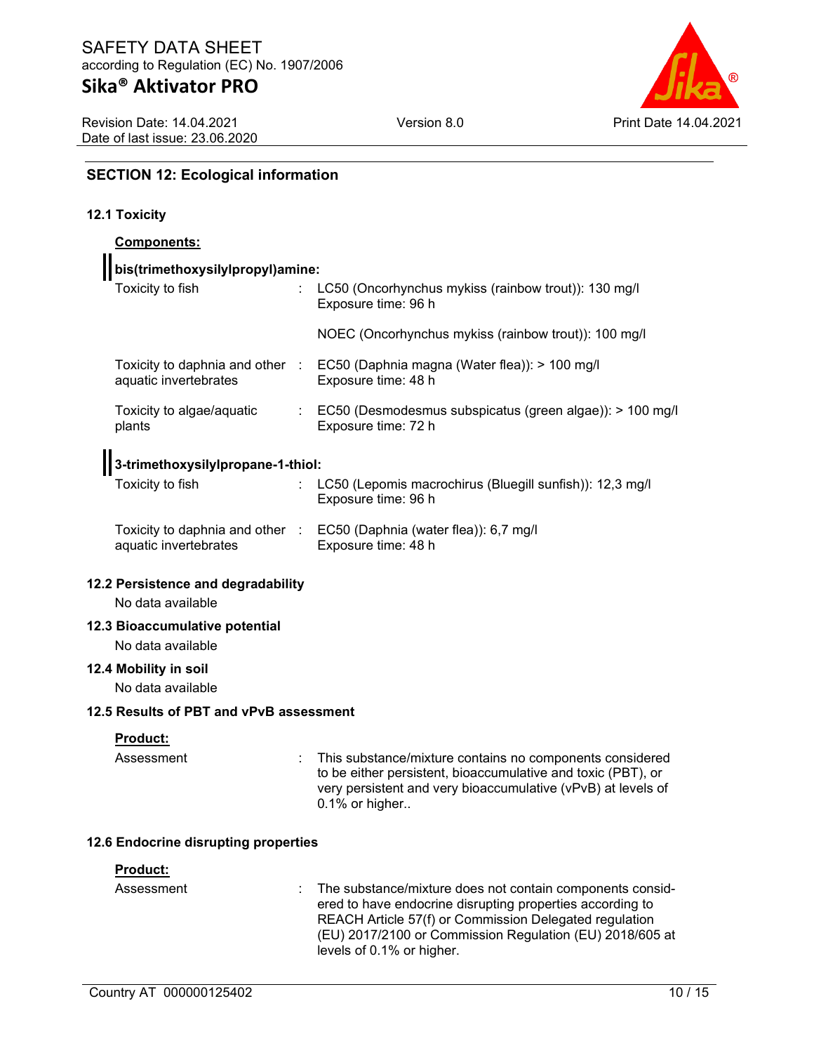## SECTION 12: Ecological information

### 12.1 Toxicity

**Components:**

**bis(trimethoxysilylpropyl)amine:**

| | | |
|---|---|---|
| Toxicity to fish | : | LC50 (Oncorhynchus mykiss (rainbow trout)): 130 mg/l<br>Exposure time: 96 h<br><br>NOEC (Oncorhynchus mykiss (rainbow trout)): 100 mg/l |
| Toxicity to daphnia and other aquatic invertebrates | : | EC50 (Daphnia magna (Water flea)): > 100 mg/l<br>Exposure time: 48 h |
| Toxicity to algae/aquatic plants | : | EC50 (Desmodesmus subspicatus (green algae)): > 100 mg/l<br>Exposure time: 72 h |

**3-trimethoxysilylpropane-1-thiol:**

| | | |
|---|---|---|
| Toxicity to fish | : | LC50 (Lepomis macrochirus (Bluegill sunfish)): 12,3 mg/l<br>Exposure time: 96 h |
| Toxicity to daphnia and other aquatic invertebrates | : | EC50 (Daphnia (water flea)): 6,7 mg/l<br>Exposure time: 48 h |

### 12.2 Persistence and degradability

No data available

### 12.3 Bioaccumulative potential

No data available

### 12.4 Mobility in soil

No data available

### 12.5 Results of PBT and vPvB assessment

**Product:**

| | | |
|---|---|---|
| Assessment | : | This substance/mixture contains no components considered to be either persistent, bioaccumulative and toxic (PBT), or very persistent and very bioaccumulative (vPvB) at levels of 0.1% or higher.. |

### 12.6 Endocrine disrupting properties

**Product:**

| | | |
|---|---|---|
| Assessment | : | The substance/mixture does not contain components considered to have endocrine disrupting properties according to REACH Article 57(f) or Commission Delegated regulation (EU) 2017/2100 or Commission Regulation (EU) 2018/605 at levels of 0.1% or higher. |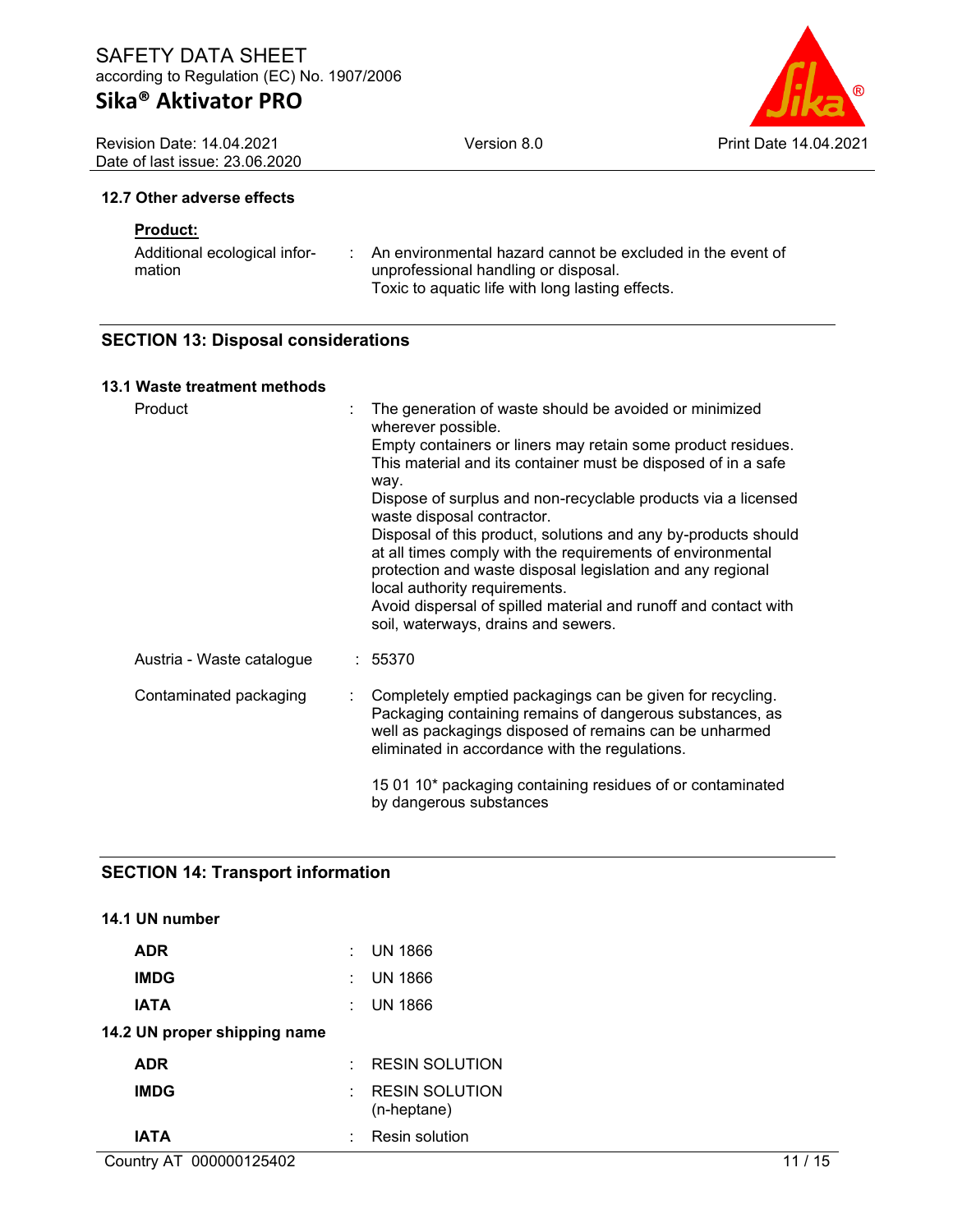### 12.7 Other adverse effects

**Product:**

Additional ecological information : An environmental hazard cannot be excluded in the event of unprofessional handling or disposal.
Toxic to aquatic life with long lasting effects.

## SECTION 13: Disposal considerations

### 13.1 Waste treatment methods

Product : The generation of waste should be avoided or minimized wherever possible.
Empty containers or liners may retain some product residues.
This material and its container must be disposed of in a safe way.
Dispose of surplus and non-recyclable products via a licensed waste disposal contractor.
Disposal of this product, solutions and any by-products should at all times comply with the requirements of environmental protection and waste disposal legislation and any regional local authority requirements.
Avoid dispersal of spilled material and runoff and contact with soil, waterways, drains and sewers.

Austria - Waste catalogue : 55370

Contaminated packaging : Completely emptied packagings can be given for recycling.
Packaging containing remains of dangerous substances, as well as packagings disposed of remains can be unharmed eliminated in accordance with the regulations.

15 01 10* packaging containing residues of or contaminated by dangerous substances

## SECTION 14: Transport information

### 14.1 UN number

**ADR** : UN 1866

**IMDG** : UN 1866

**IATA** : UN 1866

### 14.2 UN proper shipping name

**ADR** : RESIN SOLUTION

**IMDG** : RESIN SOLUTION (n-heptane)

**IATA** : Resin solution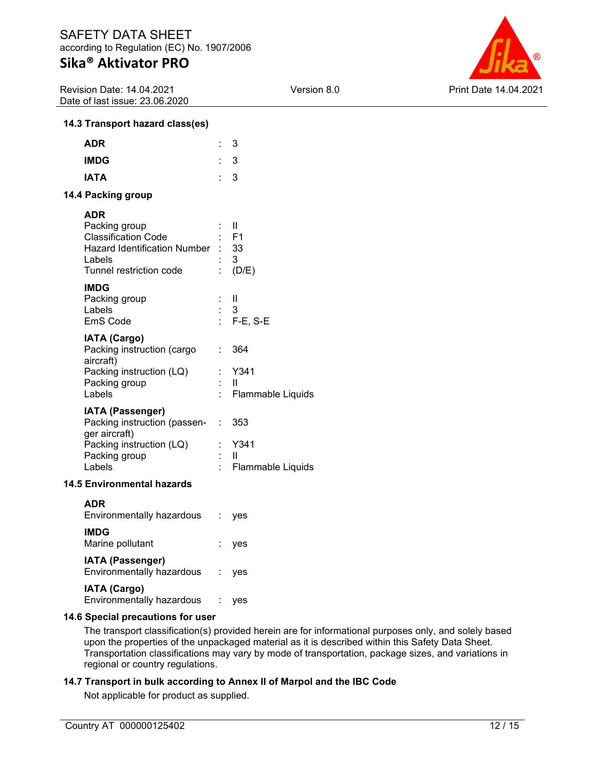### 14.3 Transport hazard class(es)

| | | |
|---|---|---|
| **ADR** | : | 3 |
| **IMDG** | : | 3 |
| **IATA** | : | 3 |

### 14.4 Packing group

**ADR**

| | | |
|---|---|---|
| Packing group | : | II |
| Classification Code | : | F1 |
| Hazard Identification Number | : | 33 |
| Labels | : | 3 |
| Tunnel restriction code | : | (D/E) |

**IMDG**

| | | |
|---|---|---|
| Packing group | : | II |
| Labels | : | 3 |
| EmS Code | : | F-E, S-E |

**IATA (Cargo)**

| | | |
|---|---|---|
| Packing instruction (cargo aircraft) | : | 364 |
| Packing instruction (LQ) | : | Y341 |
| Packing group | : | II |
| Labels | : | Flammable Liquids |

**IATA (Passenger)**

| | | |
|---|---|---|
| Packing instruction (passenger aircraft) | : | 353 |
| Packing instruction (LQ) | : | Y341 |
| Packing group | : | II |
| Labels | : | Flammable Liquids |

### 14.5 Environmental hazards

**ADR**

| | | |
|---|---|---|
| Environmentally hazardous | : | yes |

**IMDG**

| | | |
|---|---|---|
| Marine pollutant | : | yes |

**IATA (Passenger)**

| | | |
|---|---|---|
| Environmentally hazardous | : | yes |

**IATA (Cargo)**

| | | |
|---|---|---|
| Environmentally hazardous | : | yes |

### 14.6 Special precautions for user

The transport classification(s) provided herein are for informational purposes only, and solely based upon the properties of the unpackaged material as it is described within this Safety Data Sheet. Transportation classifications may vary by mode of transportation, package sizes, and variations in regional or country regulations.

### 14.7 Transport in bulk according to Annex II of Marpol and the IBC Code

Not applicable for product as supplied.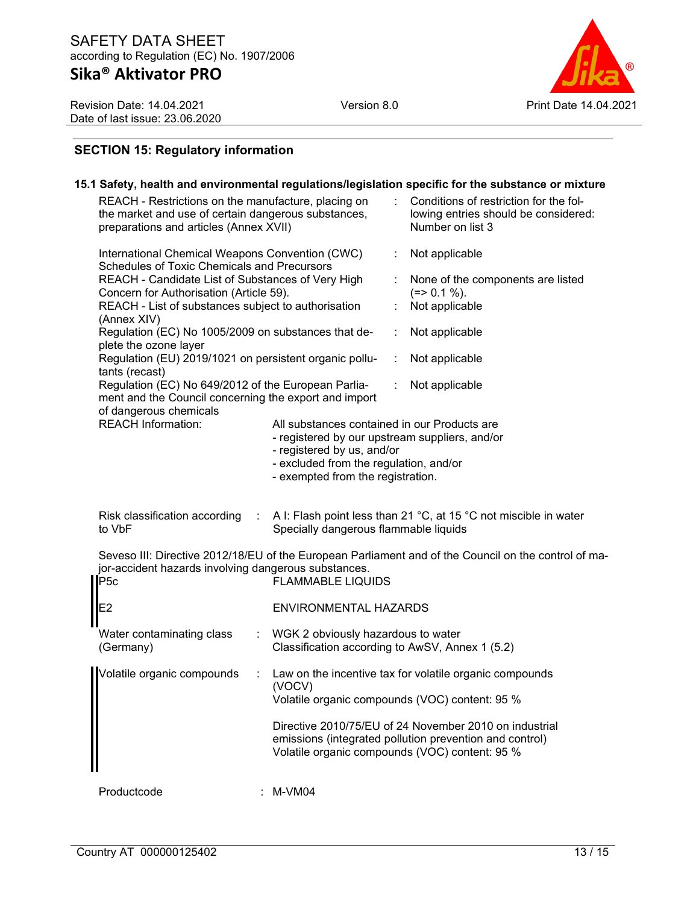## SECTION 15: Regulatory information

### 15.1 Safety, health and environmental regulations/legislation specific for the substance or mixture

| | | |
|---|---|---|
| REACH - Restrictions on the manufacture, placing on the market and use of certain dangerous substances, preparations and articles (Annex XVII) | : | Conditions of restriction for the following entries should be considered: Number on list 3 |
| International Chemical Weapons Convention (CWC) Schedules of Toxic Chemicals and Precursors | : | Not applicable |
| REACH - Candidate List of Substances of Very High Concern for Authorisation (Article 59). | : | None of the components are listed (=> 0.1 %). |
| REACH - List of substances subject to authorisation (Annex XIV) | : | Not applicable |
| Regulation (EC) No 1005/2009 on substances that deplete the ozone layer | : | Not applicable |
| Regulation (EU) 2019/1021 on persistent organic pollutants (recast) | : | Not applicable |
| Regulation (EC) No 649/2012 of the European Parliament and the Council concerning the export and import of dangerous chemicals | : | Not applicable |

REACH Information: All substances contained in our Products are
- registered by our upstream suppliers, and/or
- registered by us, and/or
- excluded from the regulation, and/or
- exempted from the registration.

Risk classification according to VbF : A I: Flash point less than 21 °C, at 15 °C not miscible in water
Specially dangerous flammable liquids

Seveso III: Directive 2012/18/EU of the European Parliament and of the Council on the control of major-accident hazards involving dangerous substances.

| | |
|---|---|
| P5c | FLAMMABLE LIQUIDS |
| E2 | ENVIRONMENTAL HAZARDS |

Water contaminating class (Germany) : WGK 2 obviously hazardous to water
Classification according to AwSV, Annex 1 (5.2)

Volatile organic compounds : Law on the incentive tax for volatile organic compounds (VOCV)
Volatile organic compounds (VOC) content: 95 %

Directive 2010/75/EU of 24 November 2010 on industrial emissions (integrated pollution prevention and control)
Volatile organic compounds (VOC) content: 95 %

Productcode : M-VM04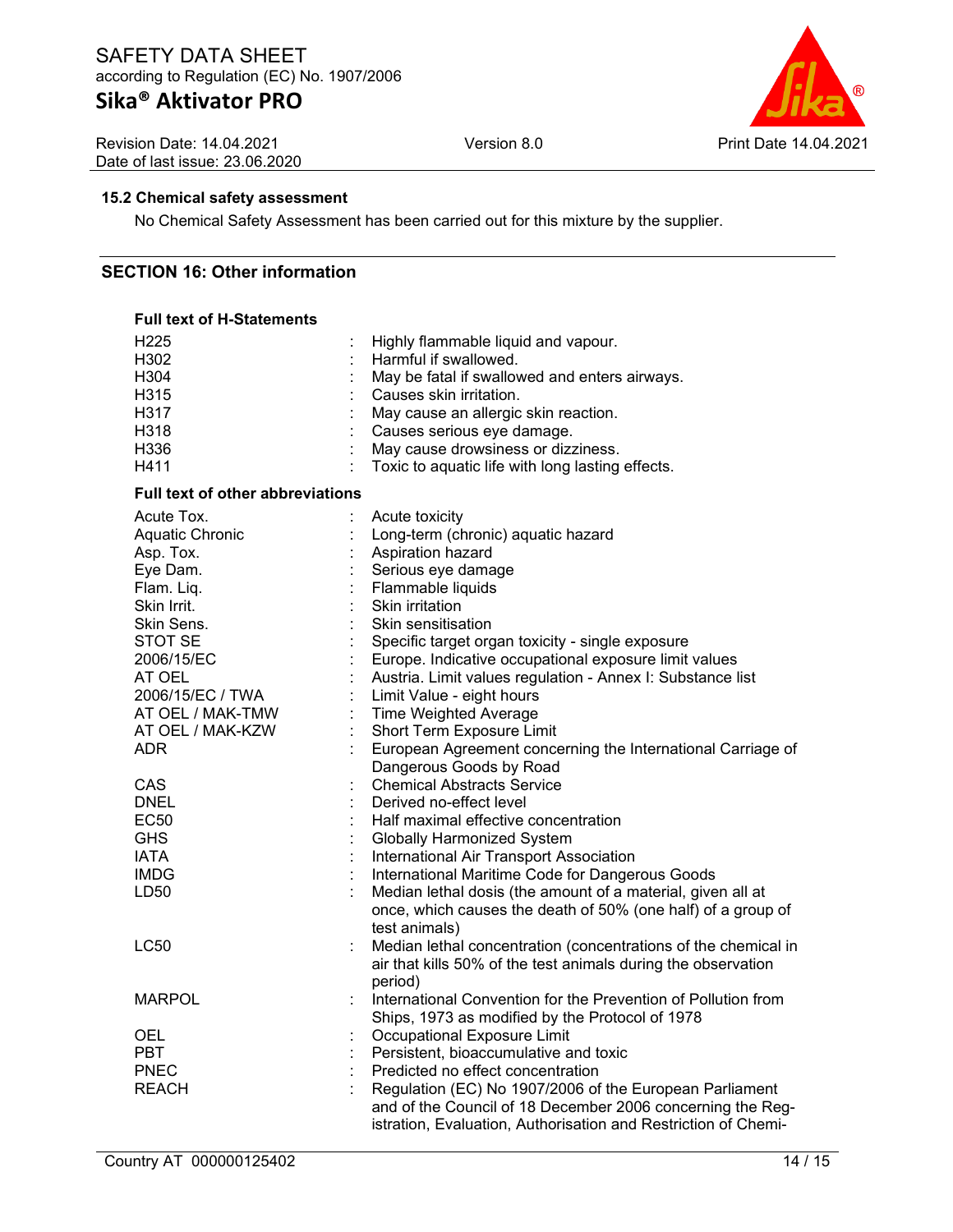### 15.2 Chemical safety assessment

No Chemical Safety Assessment has been carried out for this mixture by the supplier.

## SECTION 16: Other information

**Full text of H-Statements**

| | | |
|---|---|---|
| H225 | : | Highly flammable liquid and vapour. |
| H302 | : | Harmful if swallowed. |
| H304 | : | May be fatal if swallowed and enters airways. |
| H315 | : | Causes skin irritation. |
| H317 | : | May cause an allergic skin reaction. |
| H318 | : | Causes serious eye damage. |
| H336 | : | May cause drowsiness or dizziness. |
| H411 | : | Toxic to aquatic life with long lasting effects. |

**Full text of other abbreviations**

| | | |
|---|---|---|
| Acute Tox. | : | Acute toxicity |
| Aquatic Chronic | : | Long-term (chronic) aquatic hazard |
| Asp. Tox. | : | Aspiration hazard |
| Eye Dam. | : | Serious eye damage |
| Flam. Liq. | : | Flammable liquids |
| Skin Irrit. | : | Skin irritation |
| Skin Sens. | : | Skin sensitisation |
| STOT SE | : | Specific target organ toxicity - single exposure |
| 2006/15/EC | : | Europe. Indicative occupational exposure limit values |
| AT OEL | : | Austria. Limit values regulation - Annex I: Substance list |
| 2006/15/EC / TWA | : | Limit Value - eight hours |
| AT OEL / MAK-TMW | : | Time Weighted Average |
| AT OEL / MAK-KZW | : | Short Term Exposure Limit |
| ADR | : | European Agreement concerning the International Carriage of Dangerous Goods by Road |
| CAS | : | Chemical Abstracts Service |
| DNEL | : | Derived no-effect level |
| EC50 | : | Half maximal effective concentration |
| GHS | : | Globally Harmonized System |
| IATA | : | International Air Transport Association |
| IMDG | : | International Maritime Code for Dangerous Goods |
| LD50 | : | Median lethal dosis (the amount of a material, given all at once, which causes the death of 50% (one half) of a group of test animals) |
| LC50 | : | Median lethal concentration (concentrations of the chemical in air that kills 50% of the test animals during the observation period) |
| MARPOL | : | International Convention for the Prevention of Pollution from Ships, 1973 as modified by the Protocol of 1978 |
| OEL | : | Occupational Exposure Limit |
| PBT | : | Persistent, bioaccumulative and toxic |
| PNEC | : | Predicted no effect concentration |
| REACH | : | Regulation (EC) No 1907/2006 of the European Parliament and of the Council of 18 December 2006 concerning the Registration, Evaluation, Authorisation and Restriction of Chemi- |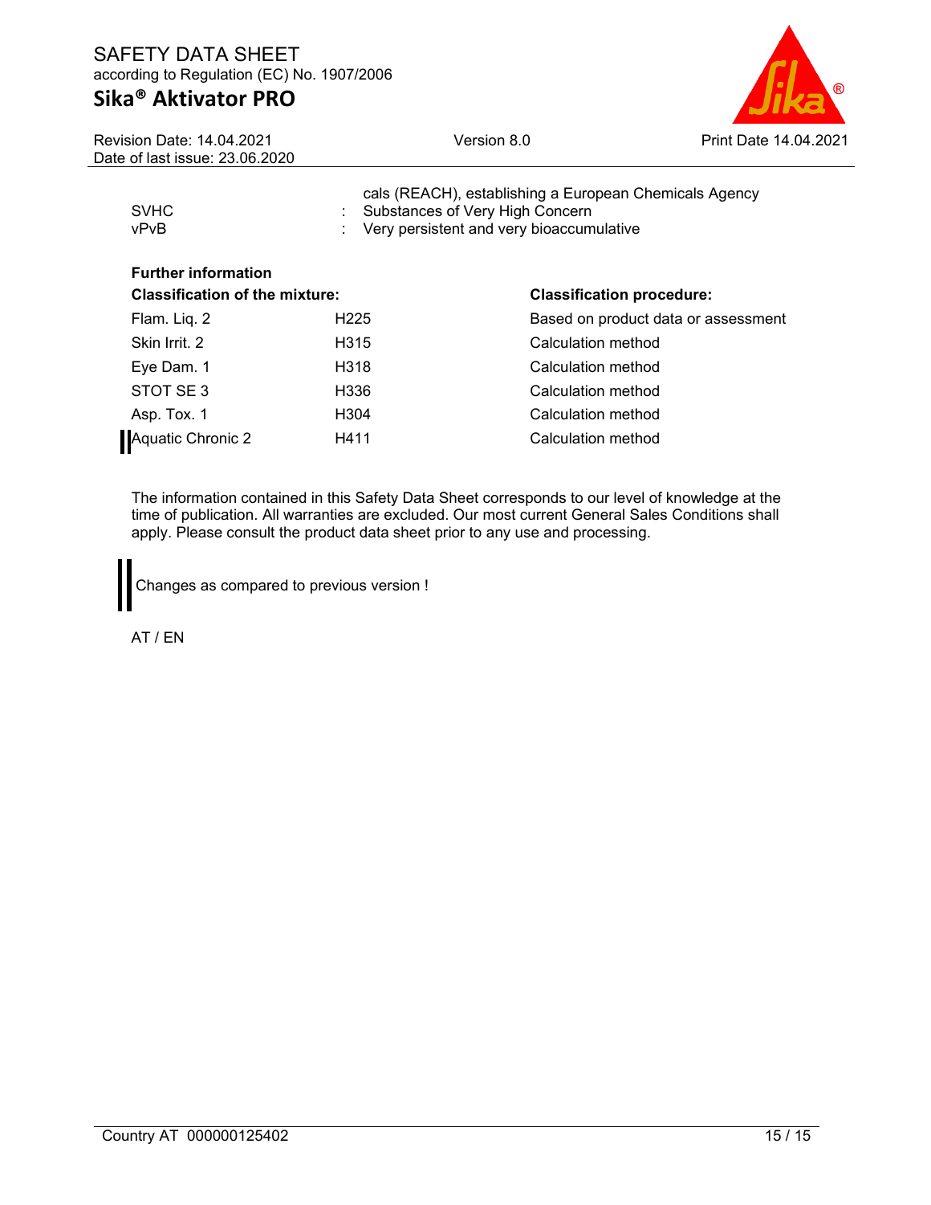| | | |
|---|---|---|
| | | cals (REACH), establishing a European Chemicals Agency |
| SVHC | : | Substances of Very High Concern |
| vPvB | : | Very persistent and very bioaccumulative |

**Further information**

| Classification of the mixture: | | Classification procedure: |
|---|---|---|
| Flam. Liq. 2 | H225 | Based on product data or assessment |
| Skin Irrit. 2 | H315 | Calculation method |
| Eye Dam. 1 | H318 | Calculation method |
| STOT SE 3 | H336 | Calculation method |
| Asp. Tox. 1 | H304 | Calculation method |
| Aquatic Chronic 2 | H411 | Calculation method |

The information contained in this Safety Data Sheet corresponds to our level of knowledge at the time of publication. All warranties are excluded. Our most current General Sales Conditions shall apply. Please consult the product data sheet prior to any use and processing.

Changes as compared to previous version !

AT / EN